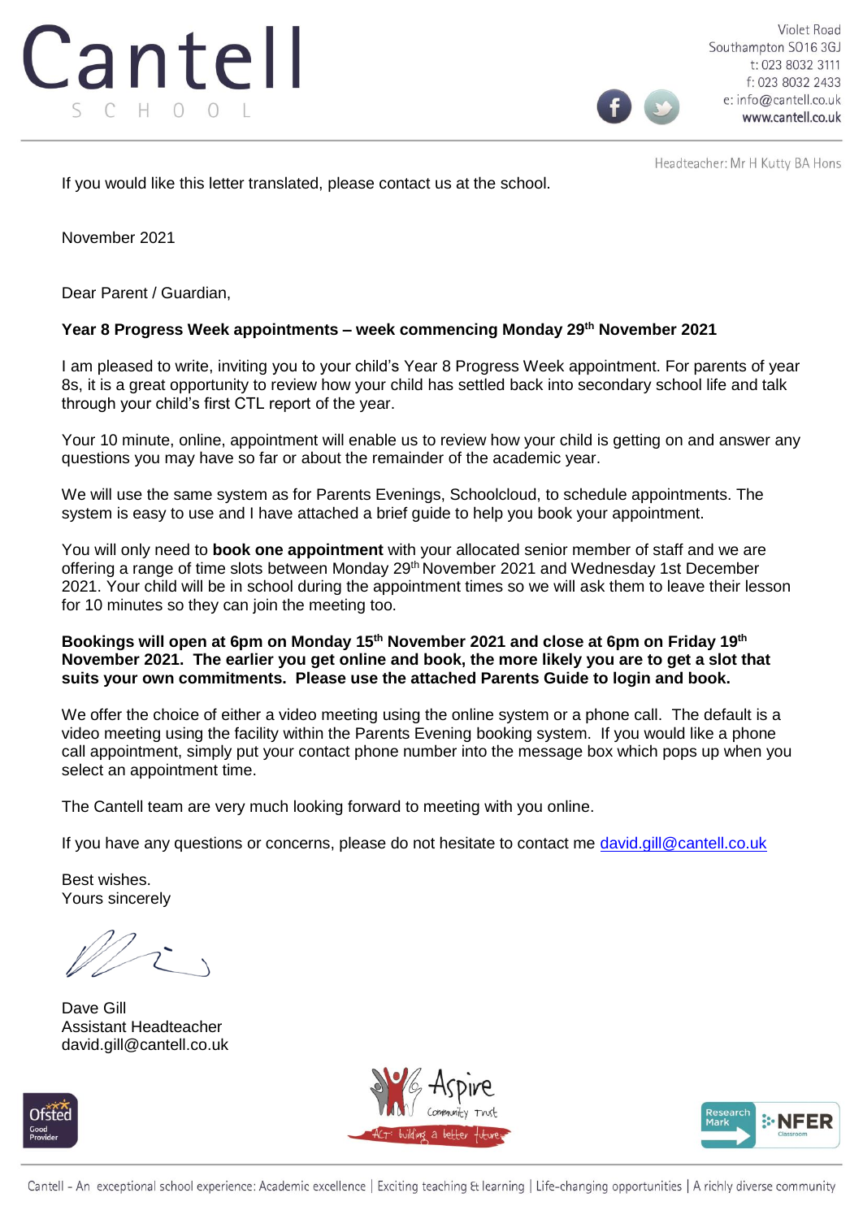Cantell SCHOOL

Violet Road
Southampton SO16 3GJ
t: 023 8032 3111
f: 023 8032 2433
e: info@cantell.co.uk
www.cantell.co.uk

Headteacher: Mr H Kutty BA Hons

If you would like this letter translated, please contact us at the school.

November 2021

Dear Parent / Guardian,

**Year 8 Progress Week appointments – week commencing Monday 29th November 2021**

I am pleased to write, inviting you to your child's Year 8 Progress Week appointment. For parents of year 8s, it is a great opportunity to review how your child has settled back into secondary school life and talk through your child's first CTL report of the year.

Your 10 minute, online, appointment will enable us to review how your child is getting on and answer any questions you may have so far or about the remainder of the academic year.

We will use the same system as for Parents Evenings, Schoolcloud, to schedule appointments. The system is easy to use and I have attached a brief guide to help you book your appointment.

You will only need to **book one appointment** with your allocated senior member of staff and we are offering a range of time slots between Monday 29th November 2021 and Wednesday 1st December 2021. Your child will be in school during the appointment times so we will ask them to leave their lesson for 10 minutes so they can join the meeting too.

**Bookings will open at 6pm on Monday 15th November 2021 and close at 6pm on Friday 19th November 2021. The earlier you get online and book, the more likely you are to get a slot that suits your own commitments. Please use the attached Parents Guide to login and book.**

We offer the choice of either a video meeting using the online system or a phone call. The default is a video meeting using the facility within the Parents Evening booking system. If you would like a phone call appointment, simply put your contact phone number into the message box which pops up when you select an appointment time.

The Cantell team are very much looking forward to meeting with you online.

If you have any questions or concerns, please do not hesitate to contact me david.gill@cantell.co.uk

Best wishes.
Yours sincerely

Dave Gill
Assistant Headteacher
david.gill@cantell.co.uk

Cantell - An exceptional school experience: Academic excellence | Exciting teaching & learning | Life-changing opportunities | A richly diverse community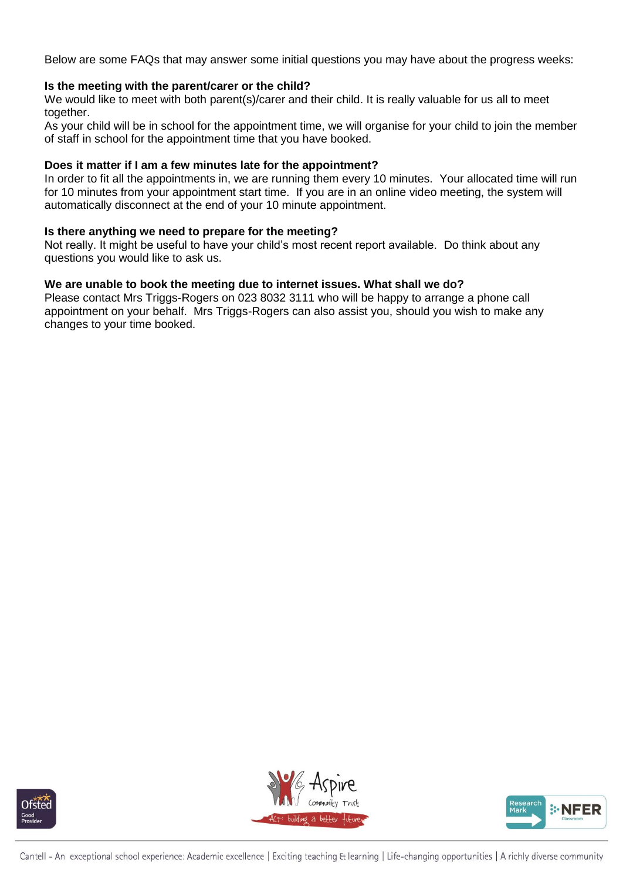Below are some FAQs that may answer some initial questions you may have about the progress weeks:

**Is the meeting with the parent/carer or the child?**

We would like to meet with both parent(s)/carer and their child. It is really valuable for us all to meet together.

As your child will be in school for the appointment time, we will organise for your child to join the member of staff in school for the appointment time that you have booked.

**Does it matter if I am a few minutes late for the appointment?**

In order to fit all the appointments in, we are running them every 10 minutes. Your allocated time will run for 10 minutes from your appointment start time. If you are in an online video meeting, the system will automatically disconnect at the end of your 10 minute appointment.

**Is there anything we need to prepare for the meeting?**

Not really. It might be useful to have your child's most recent report available. Do think about any questions you would like to ask us.

**We are unable to book the meeting due to internet issues. What shall we do?**

Please contact Mrs Triggs-Rogers on 023 8032 3111 who will be happy to arrange a phone call appointment on your behalf. Mrs Triggs-Rogers can also assist you, should you wish to make any changes to your time booked.